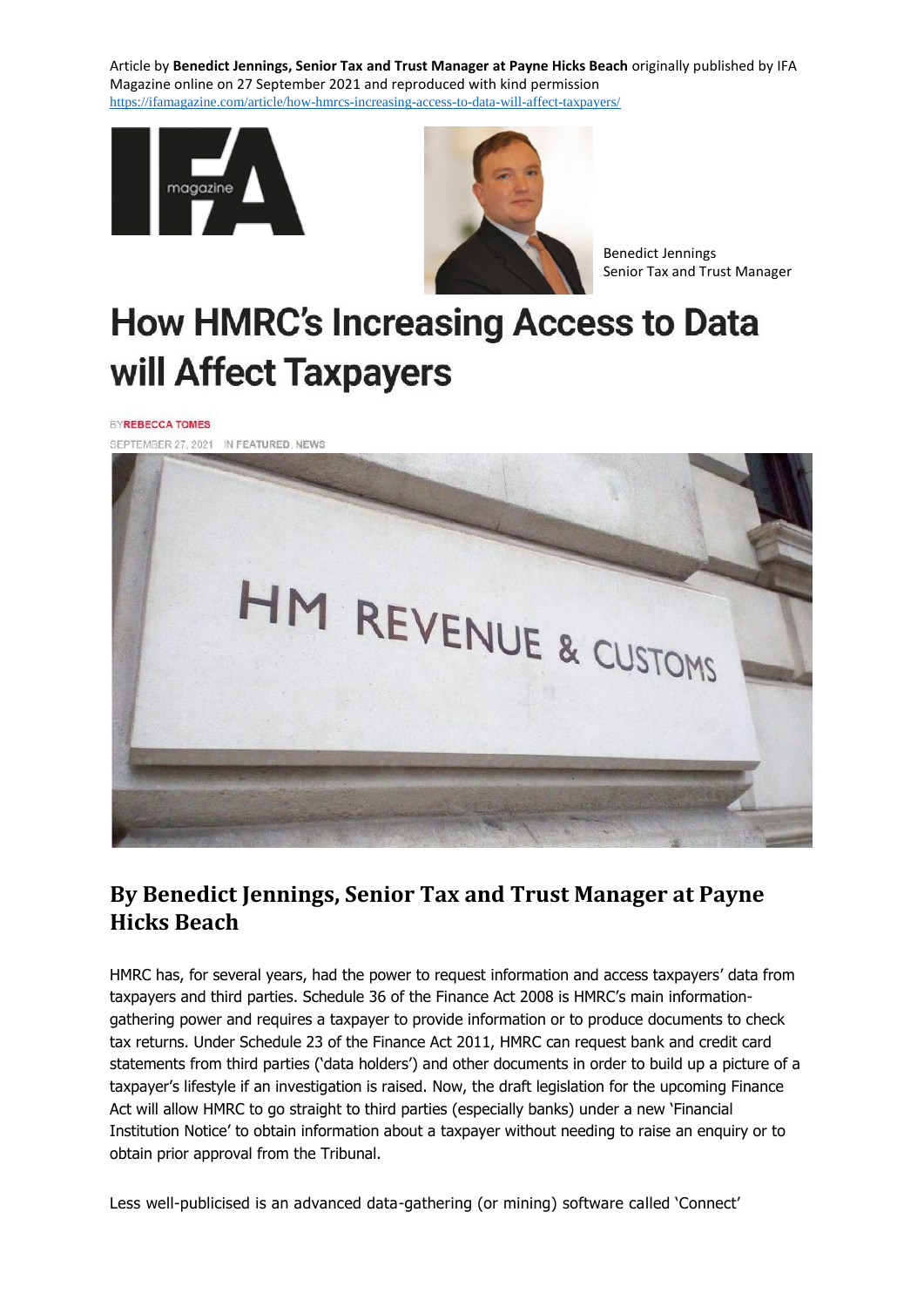Article by **Benedict Jennings, Senior Tax and Trust Manager at Payne Hicks Beach** originally published by IFA Magazine online on 27 September 2021 and reproduced with kind permission
https://ifamagazine.com/article/how-hmrcs-increasing-access-to-data-will-affect-taxpayers/

Benedict Jennings
Senior Tax and Trust Manager

# How HMRC's Increasing Access to Data will Affect Taxpayers

BY REBECCA TOMES
SEPTEMBER 27, 2021 IN FEATURED, NEWS

## By Benedict Jennings, Senior Tax and Trust Manager at Payne Hicks Beach

HMRC has, for several years, had the power to request information and access taxpayers' data from taxpayers and third parties. Schedule 36 of the Finance Act 2008 is HMRC's main information-gathering power and requires a taxpayer to provide information or to produce documents to check tax returns. Under Schedule 23 of the Finance Act 2011, HMRC can request bank and credit card statements from third parties ('data holders') and other documents in order to build up a picture of a taxpayer's lifestyle if an investigation is raised. Now, the draft legislation for the upcoming Finance Act will allow HMRC to go straight to third parties (especially banks) under a new 'Financial Institution Notice' to obtain information about a taxpayer without needing to raise an enquiry or to obtain prior approval from the Tribunal.

Less well-publicised is an advanced data-gathering (or mining) software called 'Connect'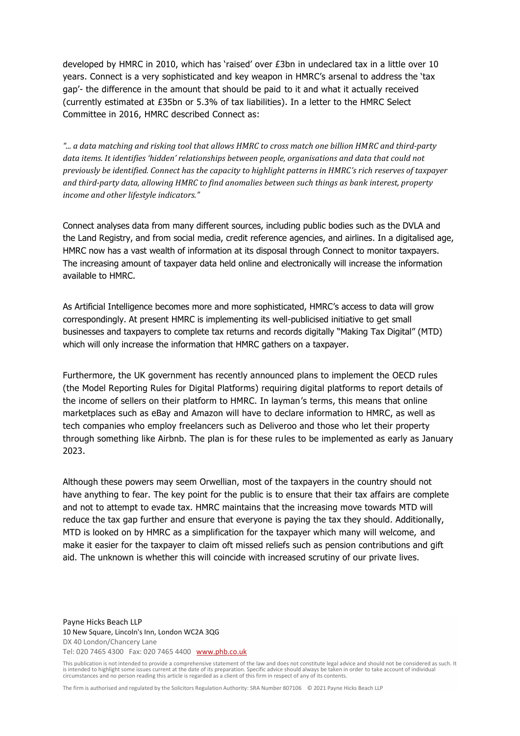developed by HMRC in 2010, which has 'raised' over £3bn in undeclared tax in a little over 10 years. Connect is a very sophisticated and key weapon in HMRC's arsenal to address the 'tax gap'- the difference in the amount that should be paid to it and what it actually received (currently estimated at £35bn or 5.3% of tax liabilities). In a letter to the HMRC Select Committee in 2016, HMRC described Connect as:

*"… a data matching and risking tool that allows HMRC to cross match one billion HMRC and third-party data items. It identifies 'hidden' relationships between people, organisations and data that could not previously be identified. Connect has the capacity to highlight patterns in HMRC's rich reserves of taxpayer and third-party data, allowing HMRC to find anomalies between such things as bank interest, property income and other lifestyle indicators."*

Connect analyses data from many different sources, including public bodies such as the DVLA and the Land Registry, and from social media, credit reference agencies, and airlines. In a digitalised age, HMRC now has a vast wealth of information at its disposal through Connect to monitor taxpayers. The increasing amount of taxpayer data held online and electronically will increase the information available to HMRC.

As Artificial Intelligence becomes more and more sophisticated, HMRC's access to data will grow correspondingly. At present HMRC is implementing its well-publicised initiative to get small businesses and taxpayers to complete tax returns and records digitally "Making Tax Digital" (MTD) which will only increase the information that HMRC gathers on a taxpayer.

Furthermore, the UK government has recently announced plans to implement the OECD rules (the Model Reporting Rules for Digital Platforms) requiring digital platforms to report details of the income of sellers on their platform to HMRC. In layman's terms, this means that online marketplaces such as eBay and Amazon will have to declare information to HMRC, as well as tech companies who employ freelancers such as Deliveroo and those who let their property through something like Airbnb. The plan is for these rules to be implemented as early as January 2023.

Although these powers may seem Orwellian, most of the taxpayers in the country should not have anything to fear. The key point for the public is to ensure that their tax affairs are complete and not to attempt to evade tax. HMRC maintains that the increasing move towards MTD will reduce the tax gap further and ensure that everyone is paying the tax they should. Additionally, MTD is looked on by HMRC as a simplification for the taxpayer which many will welcome, and make it easier for the taxpayer to claim oft missed reliefs such as pension contributions and gift aid. The unknown is whether this will coincide with increased scrutiny of our private lives.

Payne Hicks Beach LLP
10 New Square, Lincoln's Inn, London WC2A 3QG
DX 40 London/Chancery Lane
Tel: 020 7465 4300 Fax: 020 7465 4400 www.phb.co.uk

This publication is not intended to provide a comprehensive statement of the law and does not constitute legal advice and should not be considered as such. It is intended to highlight some issues current at the date of its preparation. Specific advice should always be taken in order to take account of individual circumstances and no person reading this article is regarded as a client of this firm in respect of any of its contents.

The firm is authorised and regulated by the Solicitors Regulation Authority: SRA Number 807106 © 2021 Payne Hicks Beach LLP